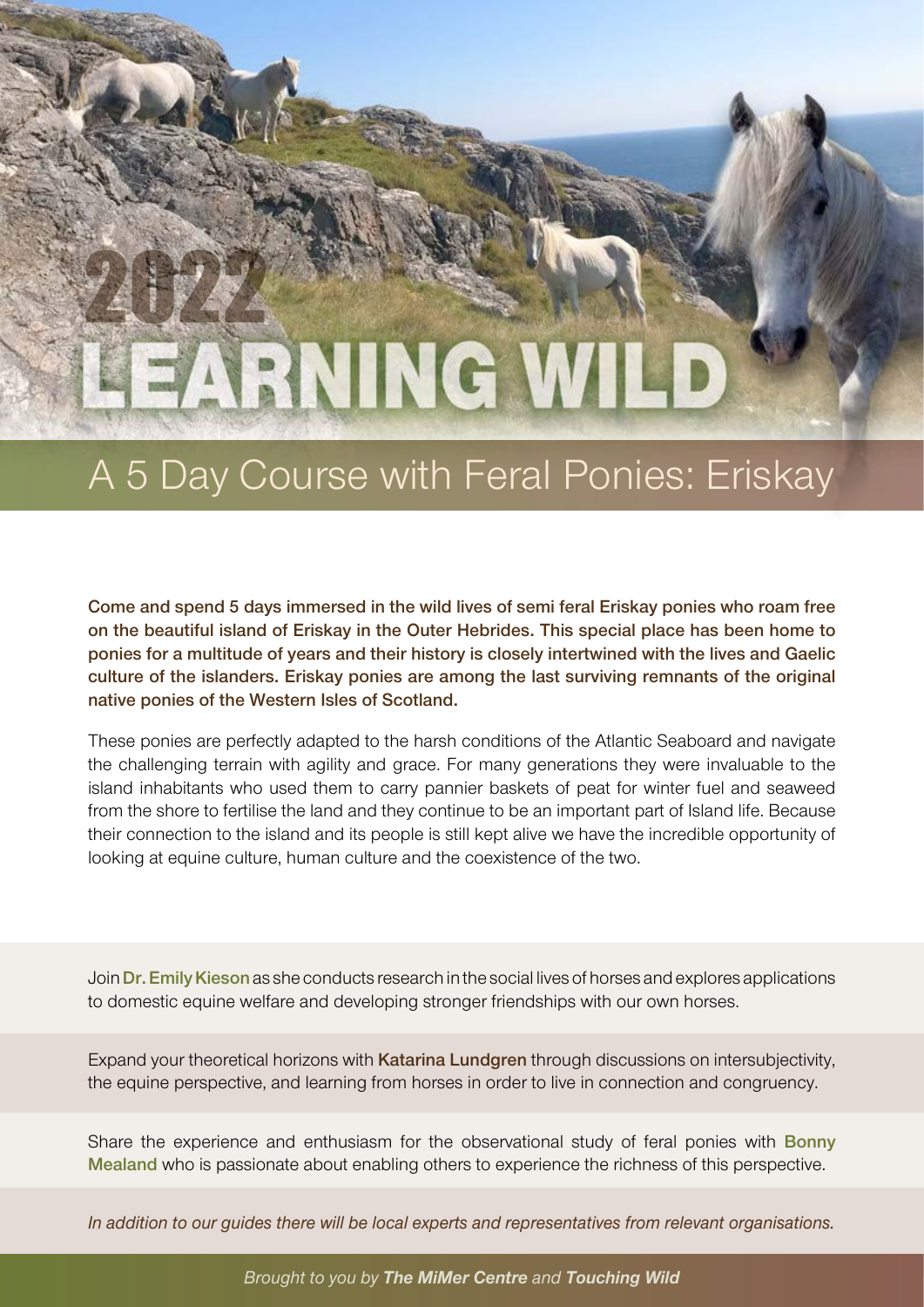# 2022 LEARNING WILD

## A 5 Day Course with Feral Ponies: Eriskay

**Come and spend 5 days immersed in the wild lives of semi feral Eriskay ponies who roam free on the beautiful island of Eriskay in the Outer Hebrides. This special place has been home to ponies for a multitude of years and their history is closely intertwined with the lives and Gaelic culture of the islanders. Eriskay ponies are among the last surviving remnants of the original native ponies of the Western Isles of Scotland.**

These ponies are perfectly adapted to the harsh conditions of the Atlantic Seaboard and navigate the challenging terrain with agility and grace. For many generations they were invaluable to the island inhabitants who used them to carry pannier baskets of peat for winter fuel and seaweed from the shore to fertilise the land and they continue to be an important part of Island life. Because their connection to the island and its people is still kept alive we have the incredible opportunity of looking at equine culture, human culture and the coexistence of the two.

Join **Dr. Emily Kieson** as she conducts research in the social lives of horses and explores applications to domestic equine welfare and developing stronger friendships with our own horses.

Expand your theoretical horizons with **Katarina Lundgren** through discussions on intersubjectivity, the equine perspective, and learning from horses in order to live in connection and congruency.

Share the experience and enthusiasm for the observational study of feral ponies with **Bonny Mealand** who is passionate about enabling others to experience the richness of this perspective.

*In addition to our guides there will be local experts and representatives from relevant organisations.*

*Brought to you by **The MiMer Centre** and **Touching Wild***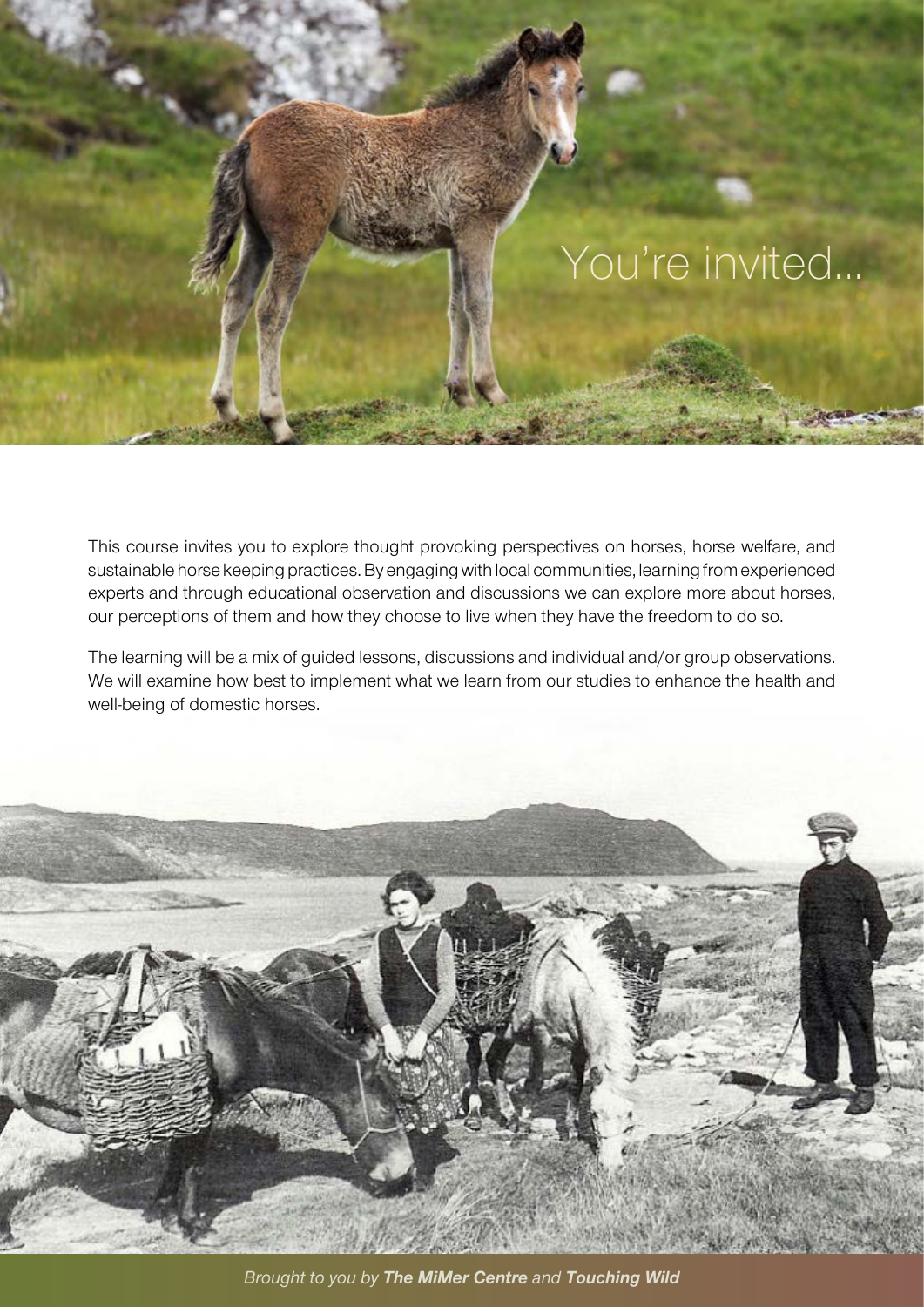# You're invited...

This course invites you to explore thought provoking perspectives on horses, horse welfare, and sustainable horse keeping practices. By engaging with local communities, learning from experienced experts and through educational observation and discussions we can explore more about horses, our perceptions of them and how they choose to live when they have the freedom to do so.

The learning will be a mix of guided lessons, discussions and individual and/or group observations. We will examine how best to implement what we learn from our studies to enhance the health and well-being of domestic horses.

*Brought to you by **The MiMer Centre** and **Touching Wild***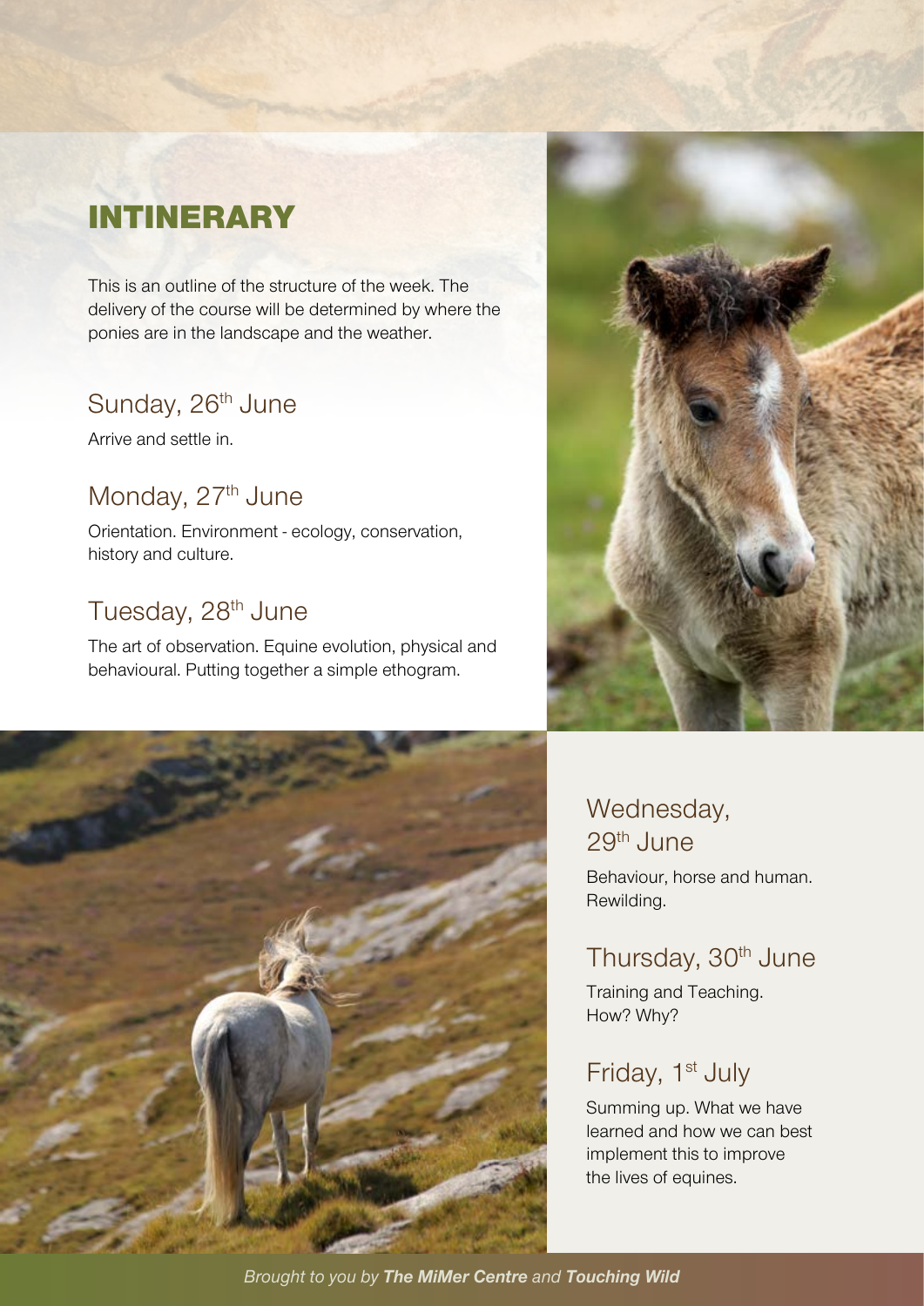# INTINERARY

This is an outline of the structure of the week. The delivery of the course will be determined by where the ponies are in the landscape and the weather.

## Sunday, 26th June

Arrive and settle in.

## Monday, 27th June

Orientation. Environment - ecology, conservation, history and culture.

## Tuesday, 28th June

The art of observation. Equine evolution, physical and behavioural. Putting together a simple ethogram.

## Wednesday, 29th June

Behaviour, horse and human. Rewilding.

## Thursday, 30th June

Training and Teaching. How? Why?

## Friday, 1st July

Summing up. What we have learned and how we can best implement this to improve the lives of equines.

*Brought to you by **The MiMer Centre** and **Touching Wild***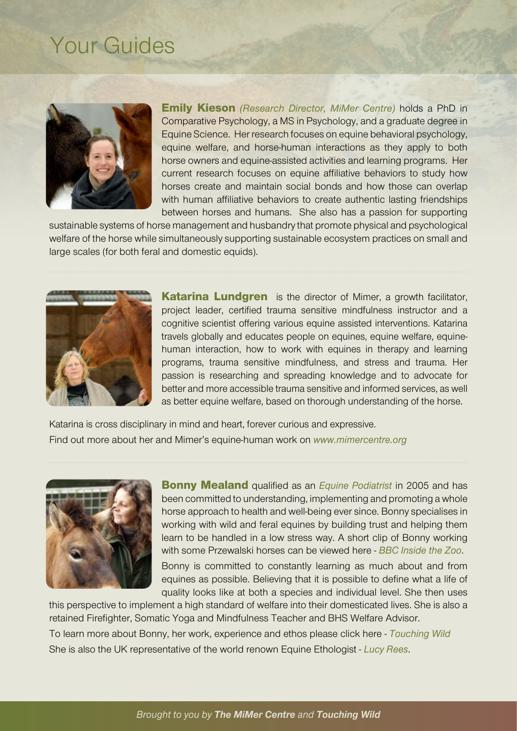# Your Guides

**Emily Kieson** *(Research Director, MiMer Centre)* holds a PhD in Comparative Psychology, a MS in Psychology, and a graduate degree in Equine Science. Her research focuses on equine behavioral psychology, equine welfare, and horse-human interactions as they apply to both horse owners and equine-assisted activities and learning programs. Her current research focuses on equine affiliative behaviors to study how horses create and maintain social bonds and how those can overlap with human affiliative behaviors to create authentic lasting friendships between horses and humans. She also has a passion for supporting sustainable systems of horse management and husbandry that promote physical and psychological welfare of the horse while simultaneously supporting sustainable ecosystem practices on small and large scales (for both feral and domestic equids).

**Katarina Lundgren** is the director of Mimer, a growth facilitator, project leader, certified trauma sensitive mindfulness instructor and a cognitive scientist offering various equine assisted interventions. Katarina travels globally and educates people on equines, equine welfare, equine-human interaction, how to work with equines in therapy and learning programs, trauma sensitive mindfulness, and stress and trauma. Her passion is researching and spreading knowledge and to advocate for better and more accessible trauma sensitive and informed services, as well as better equine welfare, based on thorough understanding of the horse.

Katarina is cross disciplinary in mind and heart, forever curious and expressive.
Find out more about her and Mimer's equine-human work on *www.mimercentre.org*

**Bonny Mealand** qualified as an *Equine Podiatrist* in 2005 and has been committed to understanding, implementing and promoting a whole horse approach to health and well-being ever since. Bonny specialises in working with wild and feral equines by building trust and helping them learn to be handled in a low stress way. A short clip of Bonny working with some Przewalski horses can be viewed here - *BBC Inside the Zoo*.

Bonny is committed to constantly learning as much about and from equines as possible. Believing that it is possible to define what a life of quality looks like at both a species and individual level. She then uses this perspective to implement a high standard of welfare into their domesticated lives. She is also a retained Firefighter, Somatic Yoga and Mindfulness Teacher and BHS Welfare Advisor.

To learn more about Bonny, her work, experience and ethos please click here - *Touching Wild*

She is also the UK representative of the world renown Equine Ethologist - *Lucy Rees*.

*Brought to you by **The MiMer Centre** and **Touching Wild***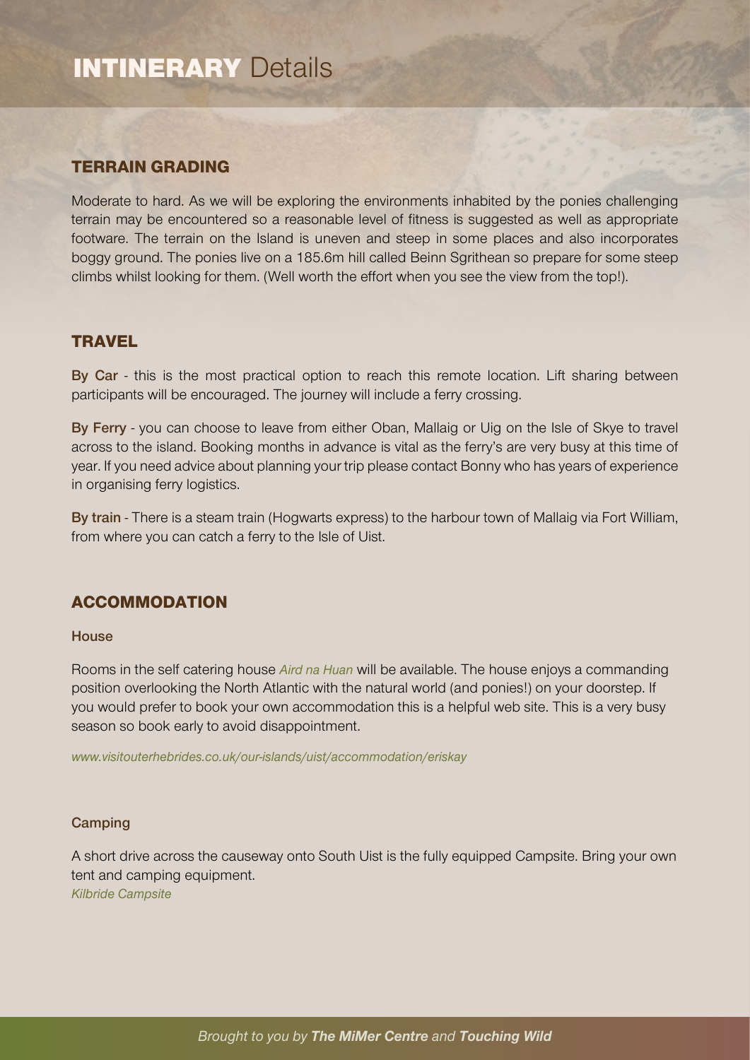# INTINERARY Details

## TERRAIN GRADING

Moderate to hard. As we will be exploring the environments inhabited by the ponies challenging terrain may be encountered so a reasonable level of fitness is suggested as well as appropriate footware. The terrain on the Island is uneven and steep in some places and also incorporates boggy ground. The ponies live on a 185.6m hill called Beinn Sgrithean so prepare for some steep climbs whilst looking for them. (Well worth the effort when you see the view from the top!).

## TRAVEL

**By Car** - this is the most practical option to reach this remote location. Lift sharing between participants will be encouraged. The journey will include a ferry crossing.

**By Ferry** - you can choose to leave from either Oban, Mallaig or Uig on the Isle of Skye to travel across to the island. Booking months in advance is vital as the ferry's are very busy at this time of year. If you need advice about planning your trip please contact Bonny who has years of experience in organising ferry logistics.

**By train** - There is a steam train (Hogwarts express) to the harbour town of Mallaig via Fort William, from where you can catch a ferry to the Isle of Uist.

## ACCOMMODATION

### House

Rooms in the self catering house *Aird na Huan* will be available. The house enjoys a commanding position overlooking the North Atlantic with the natural world (and ponies!) on your doorstep. If you would prefer to book your own accommodation this is a helpful web site. This is a very busy season so book early to avoid disappointment.

*www.visitouterhebrides.co.uk/our-islands/uist/accommodation/eriskay*

### Camping

A short drive across the causeway onto South Uist is the fully equipped Campsite. Bring your own tent and camping equipment.
*Kilbride Campsite*

*Brought to you by **The MiMer Centre** and **Touching Wild***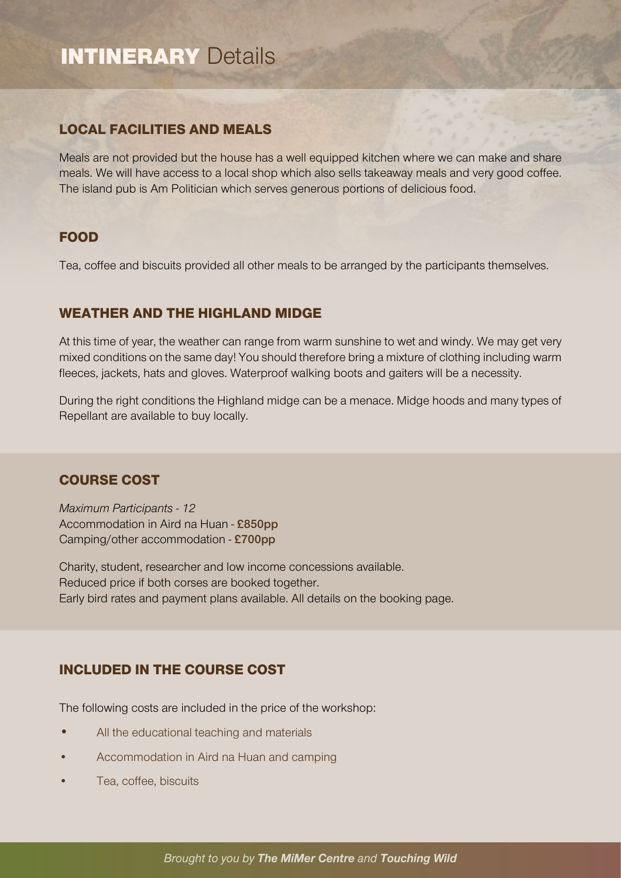# INTINERARY Details

## LOCAL FACILITIES AND MEALS

Meals are not provided but the house has a well equipped kitchen where we can make and share meals. We will have access to a local shop which also sells takeaway meals and very good coffee. The island pub is Am Politician which serves generous portions of delicious food.

## FOOD

Tea, coffee and biscuits provided all other meals to be arranged by the participants themselves.

## WEATHER AND THE HIGHLAND MIDGE

At this time of year, the weather can range from warm sunshine to wet and windy. We may get very mixed conditions on the same day! You should therefore bring a mixture of clothing including warm fleeces, jackets, hats and gloves. Waterproof walking boots and gaiters will be a necessity.

During the right conditions the Highland midge can be a menace. Midge hoods and many types of Repellant are available to buy locally.

## COURSE COST

*Maximum Participants - 12*
Accommodation in Aird na Huan - **£850pp**
Camping/other accommodation - **£700pp**

Charity, student, researcher and low income concessions available.
Reduced price if both corses are booked together.
Early bird rates and payment plans available. All details on the booking page.

## INCLUDED IN THE COURSE COST

The following costs are included in the price of the workshop:

- All the educational teaching and materials
- Accommodation in Aird na Huan and camping
- Tea, coffee, biscuits

*Brought to you by **The MiMer Centre** and **Touching Wild***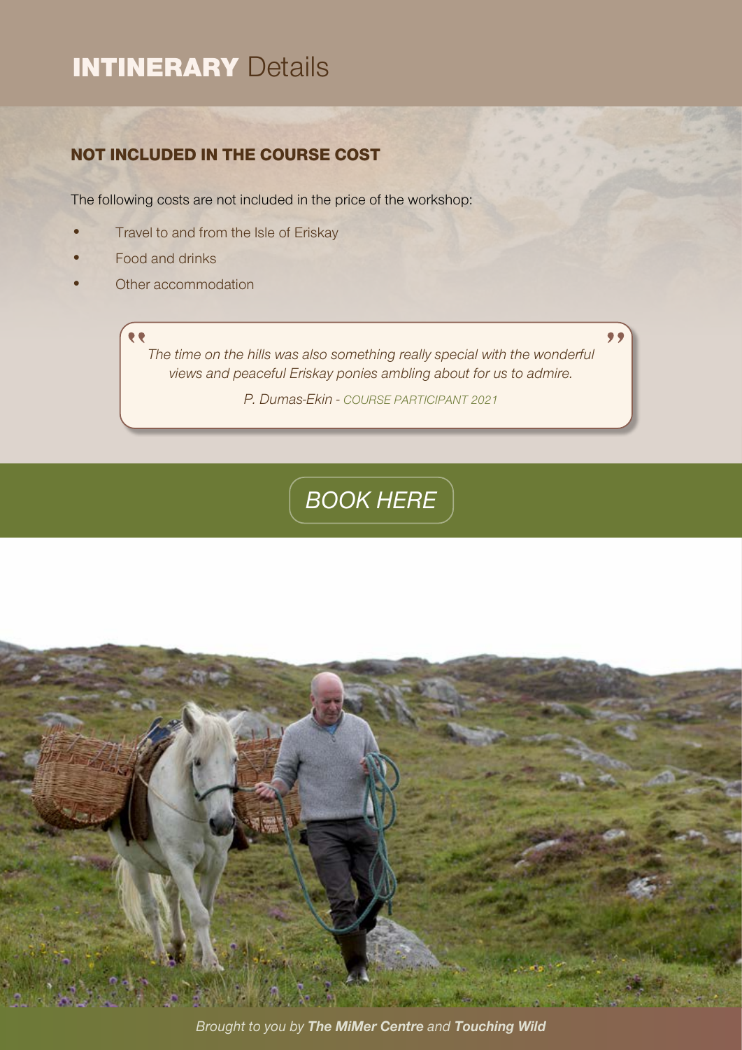# **INTINERARY** Details

## NOT INCLUDED IN THE COURSE COST

The following costs are not included in the price of the workshop:

- Travel to and from the Isle of Eriskay
- Food and drinks
- Other accommodation

> *The time on the hills was also something really special with the wonderful views and peaceful Eriskay ponies ambling about for us to admire.*
>
> *P. Dumas-Ekin - COURSE PARTICIPANT 2021*

*BOOK HERE*

*Brought to you by **The MiMer Centre** and **Touching Wild***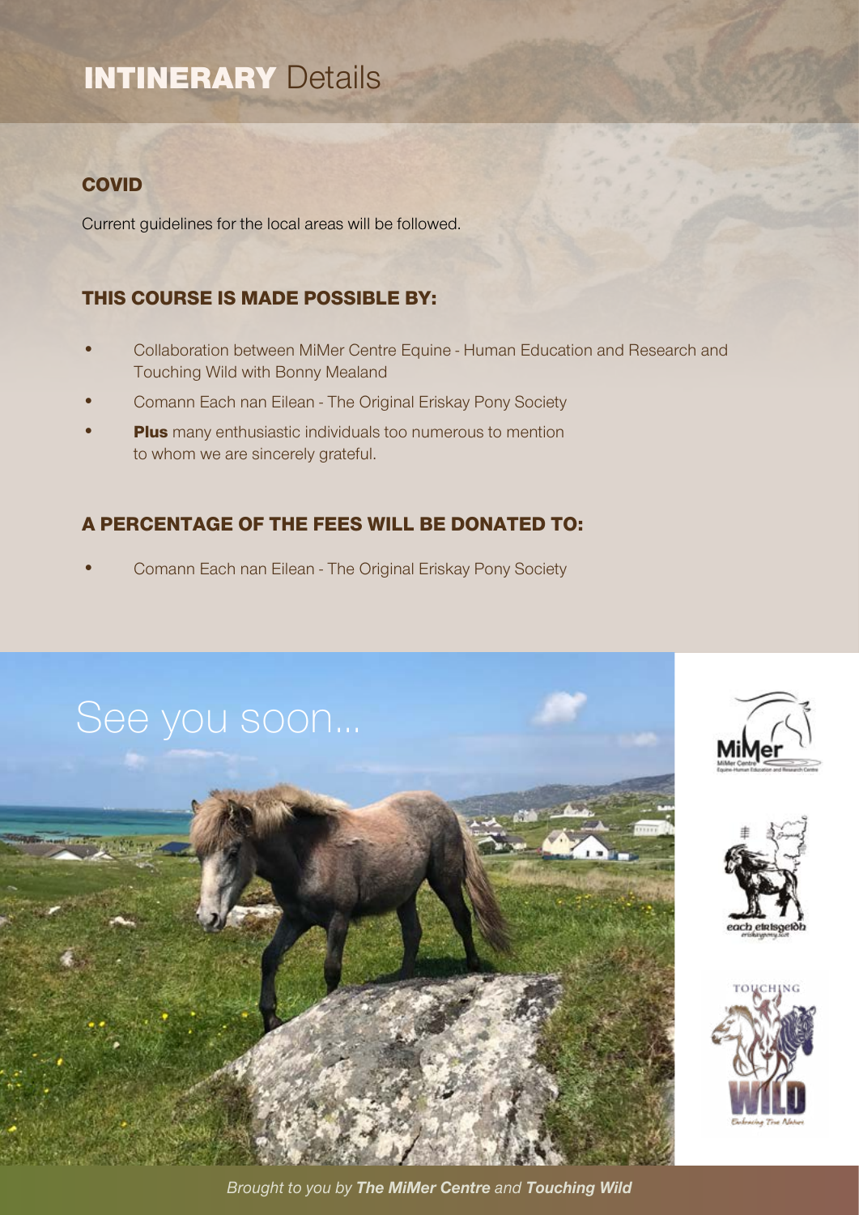# INTINERARY Details

## COVID

Current guidelines for the local areas will be followed.

## THIS COURSE IS MADE POSSIBLE BY:

- Collaboration between MiMer Centre Equine - Human Education and Research and Touching Wild with Bonny Mealand
- Comann Each nan Eilean - The Original Eriskay Pony Society
- **Plus** many enthusiastic individuals too numerous to mention to whom we are sincerely grateful.

## A PERCENTAGE OF THE FEES WILL BE DONATED TO:

- Comann Each nan Eilean - The Original Eriskay Pony Society

See you soon...

*Brought to you by **The MiMer Centre** and **Touching Wild***